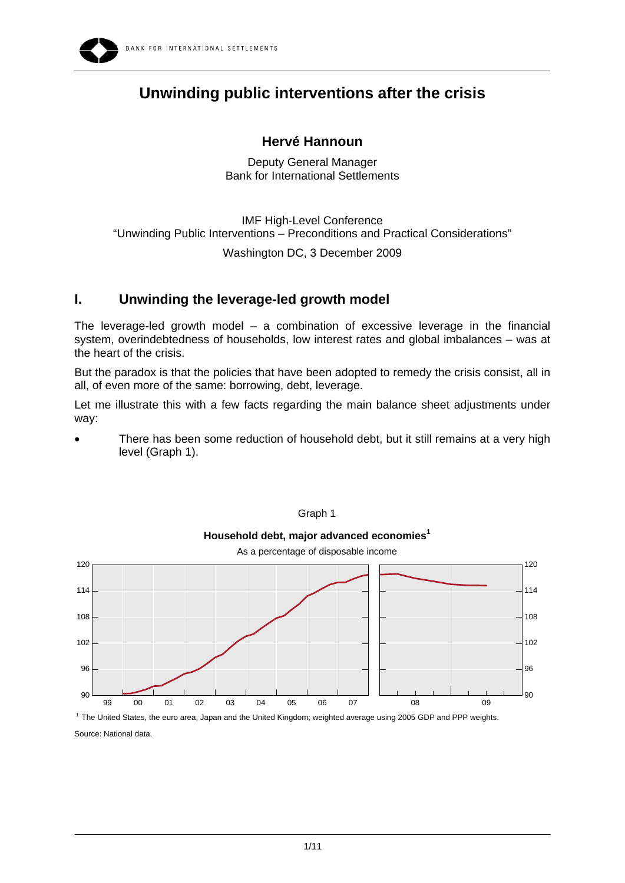# Unwinding public interventions after the crisis

## Hervé Hannoun

Deputy General Manager
Bank for International Settlements

IMF High-Level Conference
"Unwinding Public Interventions – Preconditions and Practical Considerations"

Washington DC, 3 December 2009

## I. Unwinding the leverage-led growth model

The leverage-led growth model – a combination of excessive leverage in the financial system, overindebtedness of households, low interest rates and global imbalances – was at the heart of the crisis.

But the paradox is that the policies that have been adopted to remedy the crisis consist, all in all, of even more of the same: borrowing, debt, leverage.

Let me illustrate this with a few facts regarding the main balance sheet adjustments under way:

- There has been some reduction of household debt, but it still remains at a very high level (Graph 1).

Graph 1

**Household debt, major advanced economies[1]**

As a percentage of disposable income

[1] The United States, the euro area, Japan and the United Kingdom; weighted average using 2005 GDP and PPP weights.

Source: National data.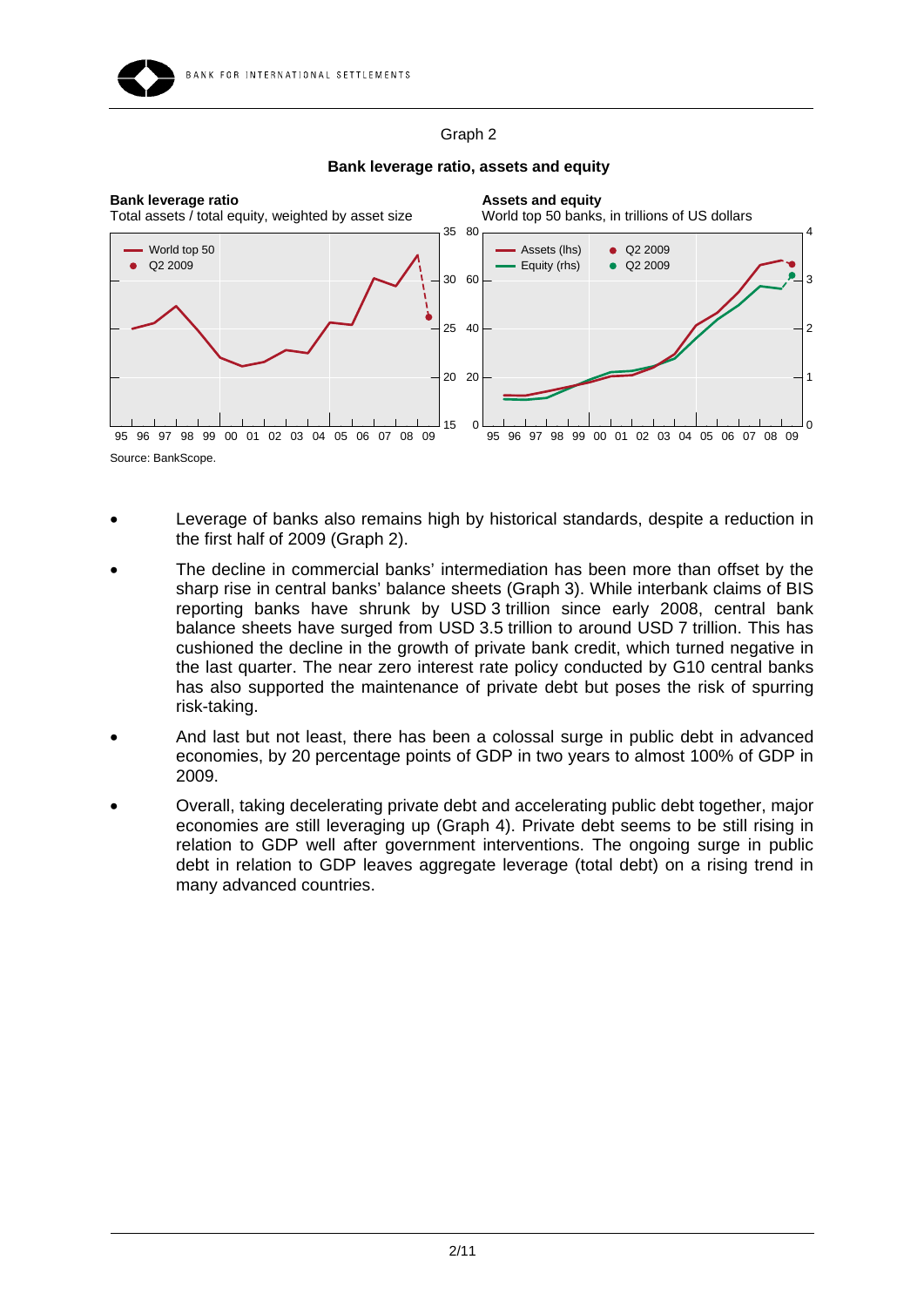Graph 2

**Bank leverage ratio, assets and equity**

**Bank leverage ratio**
Total assets / total equity, weighted by asset size

**Assets and equity**
World top 50 banks, in trillions of US dollars

Source: BankScope.

- Leverage of banks also remains high by historical standards, despite a reduction in the first half of 2009 (Graph 2).
- The decline in commercial banks' intermediation has been more than offset by the sharp rise in central banks' balance sheets (Graph 3). While interbank claims of BIS reporting banks have shrunk by USD 3 trillion since early 2008, central bank balance sheets have surged from USD 3.5 trillion to around USD 7 trillion. This has cushioned the decline in the growth of private bank credit, which turned negative in the last quarter. The near zero interest rate policy conducted by G10 central banks has also supported the maintenance of private debt but poses the risk of spurring risk-taking.
- And last but not least, there has been a colossal surge in public debt in advanced economies, by 20 percentage points of GDP in two years to almost 100% of GDP in 2009.
- Overall, taking decelerating private debt and accelerating public debt together, major economies are still leveraging up (Graph 4). Private debt seems to be still rising in relation to GDP well after government interventions. The ongoing surge in public debt in relation to GDP leaves aggregate leverage (total debt) on a rising trend in many advanced countries.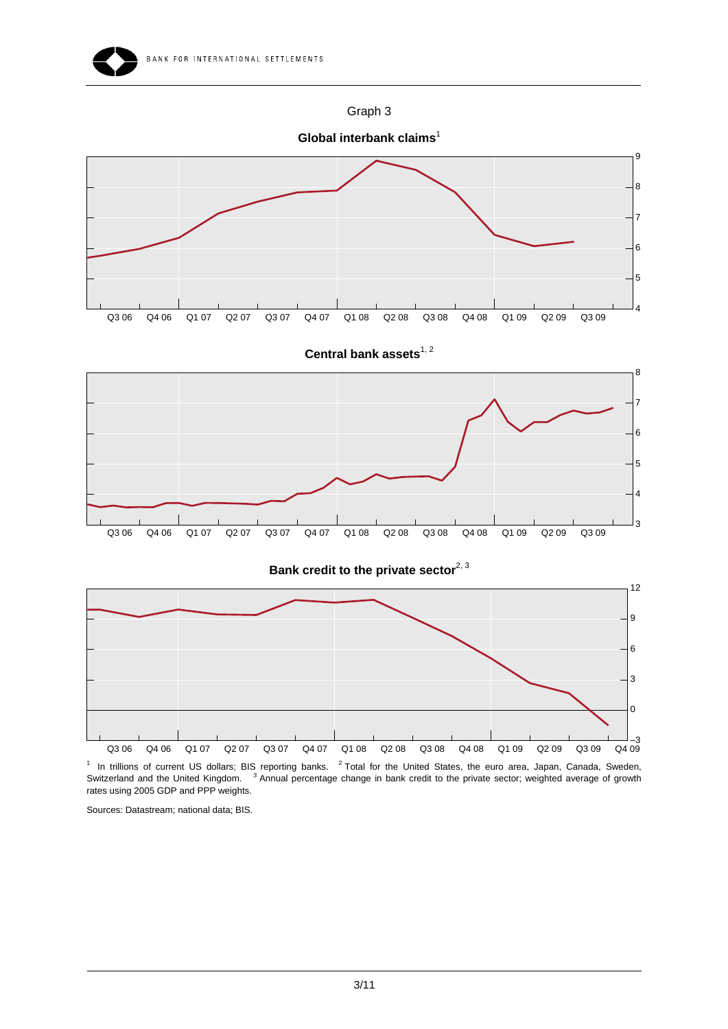Graph 3

**Global interbank claims**[1]

**Central bank assets**[1, 2]

**Bank credit to the private sector**[2, 3]

[1] In trillions of current US dollars; BIS reporting banks. [2] Total for the United States, the euro area, Japan, Canada, Sweden, Switzerland and the United Kingdom. [3] Annual percentage change in bank credit to the private sector; weighted average of growth rates using 2005 GDP and PPP weights.

Sources: Datastream; national data; BIS.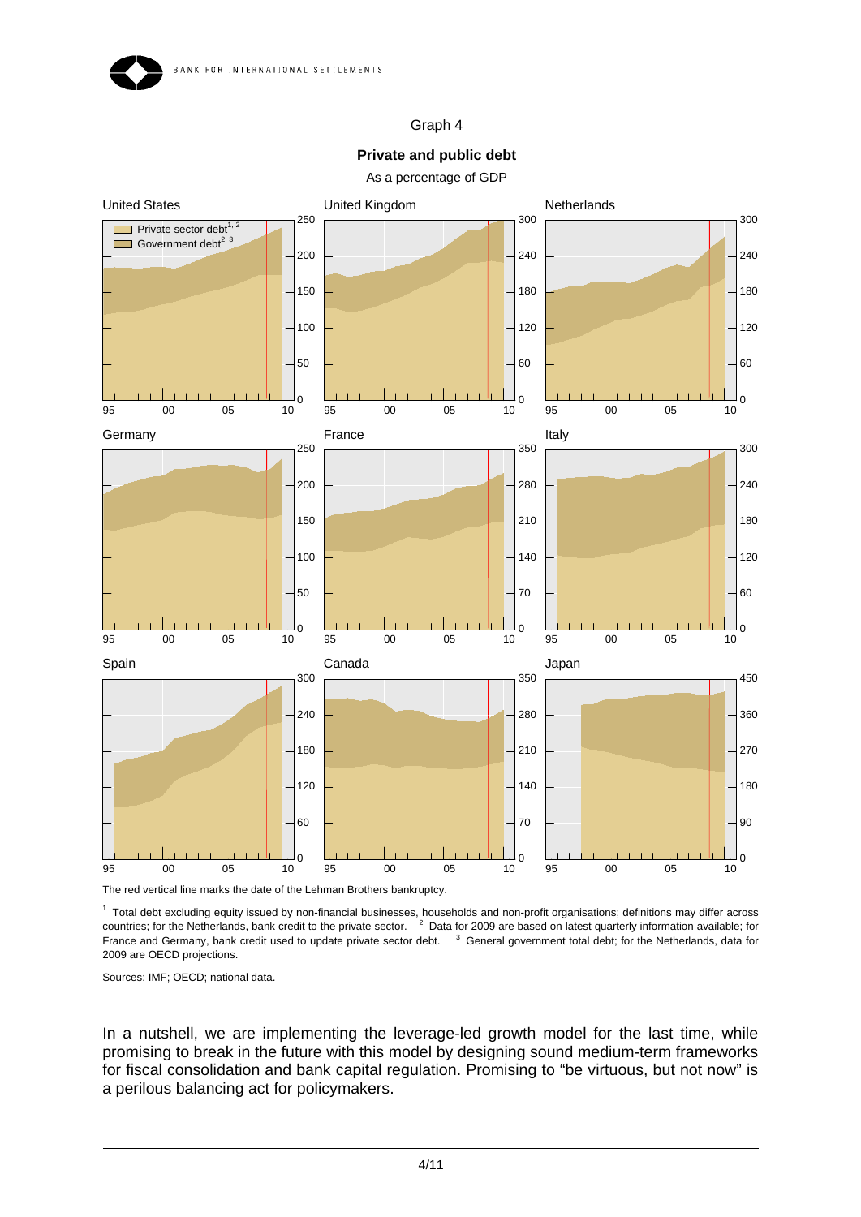Graph 4

**Private and public debt**

As a percentage of GDP

The red vertical line marks the date of the Lehman Brothers bankruptcy.

[1] Total debt excluding equity issued by non-financial businesses, households and non-profit organisations; definitions may differ across countries; for the Netherlands, bank credit to the private sector. [2] Data for 2009 are based on latest quarterly information available; for France and Germany, bank credit used to update private sector debt. [3] General government total debt; for the Netherlands, data for 2009 are OECD projections.

Sources: IMF; OECD; national data.

In a nutshell, we are implementing the leverage-led growth model for the last time, while promising to break in the future with this model by designing sound medium-term frameworks for fiscal consolidation and bank capital regulation. Promising to "be virtuous, but not now" is a perilous balancing act for policymakers.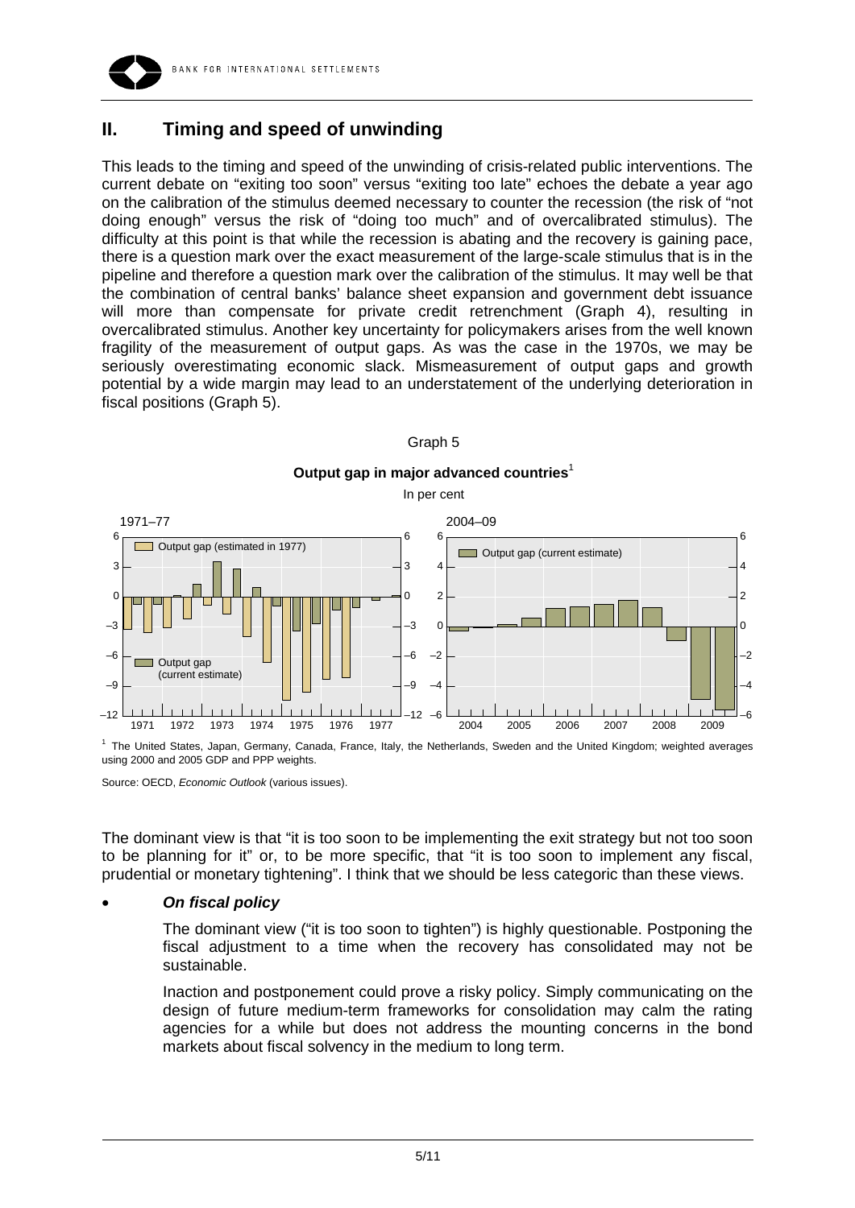## II. Timing and speed of unwinding

This leads to the timing and speed of the unwinding of crisis-related public interventions. The current debate on "exiting too soon" versus "exiting too late" echoes the debate a year ago on the calibration of the stimulus deemed necessary to counter the recession (the risk of "not doing enough" versus the risk of "doing too much" and of overcalibrated stimulus). The difficulty at this point is that while the recession is abating and the recovery is gaining pace, there is a question mark over the exact measurement of the large-scale stimulus that is in the pipeline and therefore a question mark over the calibration of the stimulus. It may well be that the combination of central banks' balance sheet expansion and government debt issuance will more than compensate for private credit retrenchment (Graph 4), resulting in overcalibrated stimulus. Another key uncertainty for policymakers arises from the well known fragility of the measurement of output gaps. As was the case in the 1970s, we may be seriously overestimating economic slack. Mismeasurement of output gaps and growth potential by a wide margin may lead to an understatement of the underlying deterioration in fiscal positions (Graph 5).

Graph 5

**Output gap in major advanced countries**[1]

In per cent

1971–77: Output gap (estimated in 1977); Output gap (current estimate)

2004–09: Output gap (current estimate)

[1] The United States, Japan, Germany, Canada, France, Italy, the Netherlands, Sweden and the United Kingdom; weighted averages using 2000 and 2005 GDP and PPP weights.

Source: OECD, *Economic Outlook* (various issues).

The dominant view is that "it is too soon to be implementing the exit strategy but not too soon to be planning for it" or, to be more specific, that "it is too soon to implement any fiscal, prudential or monetary tightening". I think that we should be less categoric than these views.

- ***On fiscal policy***

  The dominant view ("it is too soon to tighten") is highly questionable. Postponing the fiscal adjustment to a time when the recovery has consolidated may not be sustainable.

  Inaction and postponement could prove a risky policy. Simply communicating on the design of future medium-term frameworks for consolidation may calm the rating agencies for a while but does not address the mounting concerns in the bond markets about fiscal solvency in the medium to long term.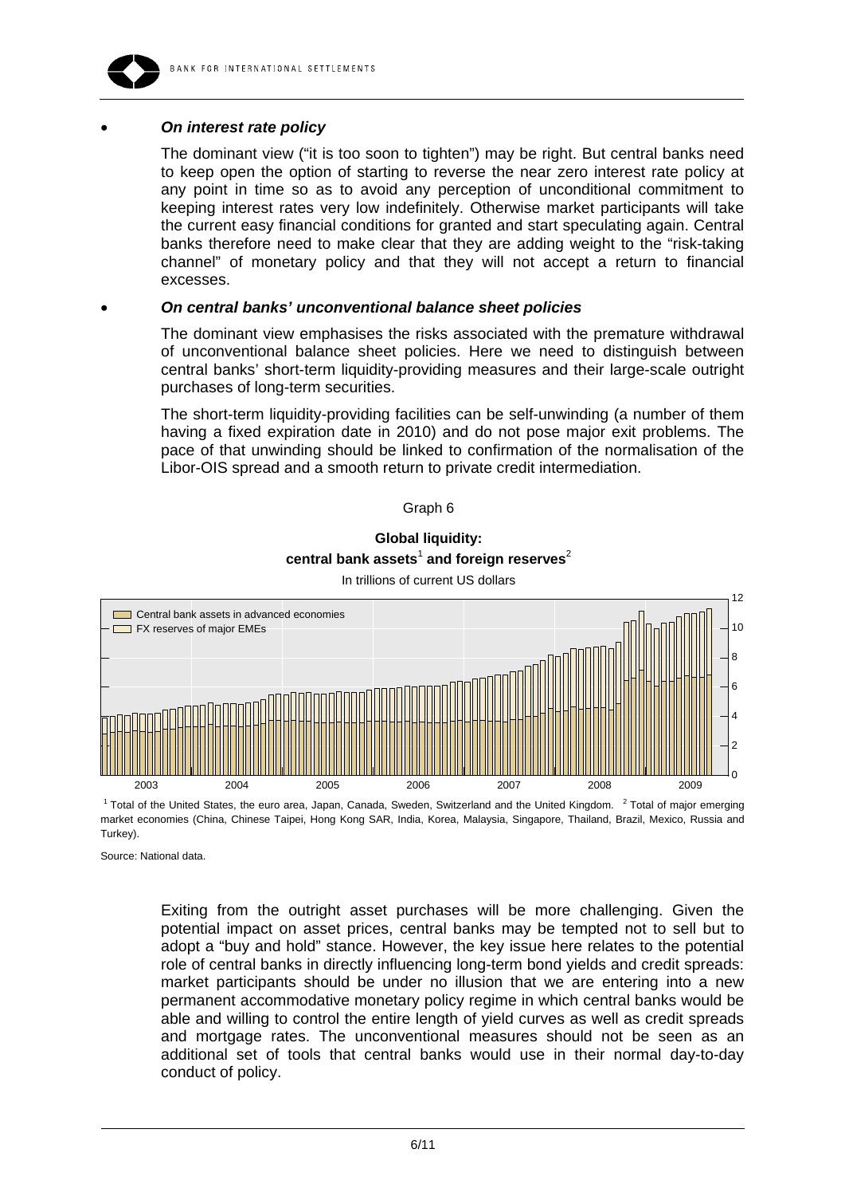- ***On interest rate policy***

  The dominant view ("it is too soon to tighten") may be right. But central banks need to keep open the option of starting to reverse the near zero interest rate policy at any point in time so as to avoid any perception of unconditional commitment to keeping interest rates very low indefinitely. Otherwise market participants will take the current easy financial conditions for granted and start speculating again. Central banks therefore need to make clear that they are adding weight to the "risk-taking channel" of monetary policy and that they will not accept a return to financial excesses.

- ***On central banks' unconventional balance sheet policies***

  The dominant view emphasises the risks associated with the premature withdrawal of unconventional balance sheet policies. Here we need to distinguish between central banks' short-term liquidity-providing measures and their large-scale outright purchases of long-term securities.

  The short-term liquidity-providing facilities can be self-unwinding (a number of them having a fixed expiration date in 2010) and do not pose major exit problems. The pace of that unwinding should be linked to confirmation of the normalisation of the Libor-OIS spread and a smooth return to private credit intermediation.

Graph 6

**Global liquidity: central bank assets[1] and foreign reserves[2]**

In trillions of current US dollars

[1] Total of the United States, the euro area, Japan, Canada, Sweden, Switzerland and the United Kingdom. [2] Total of major emerging market economies (China, Chinese Taipei, Hong Kong SAR, India, Korea, Malaysia, Singapore, Thailand, Brazil, Mexico, Russia and Turkey).

Source: National data.

Exiting from the outright asset purchases will be more challenging. Given the potential impact on asset prices, central banks may be tempted not to sell but to adopt a "buy and hold" stance. However, the key issue here relates to the potential role of central banks in directly influencing long-term bond yields and credit spreads: market participants should be under no illusion that we are entering into a new permanent accommodative monetary policy regime in which central banks would be able and willing to control the entire length of yield curves as well as credit spreads and mortgage rates. The unconventional measures should not be seen as an additional set of tools that central banks would use in their normal day-to-day conduct of policy.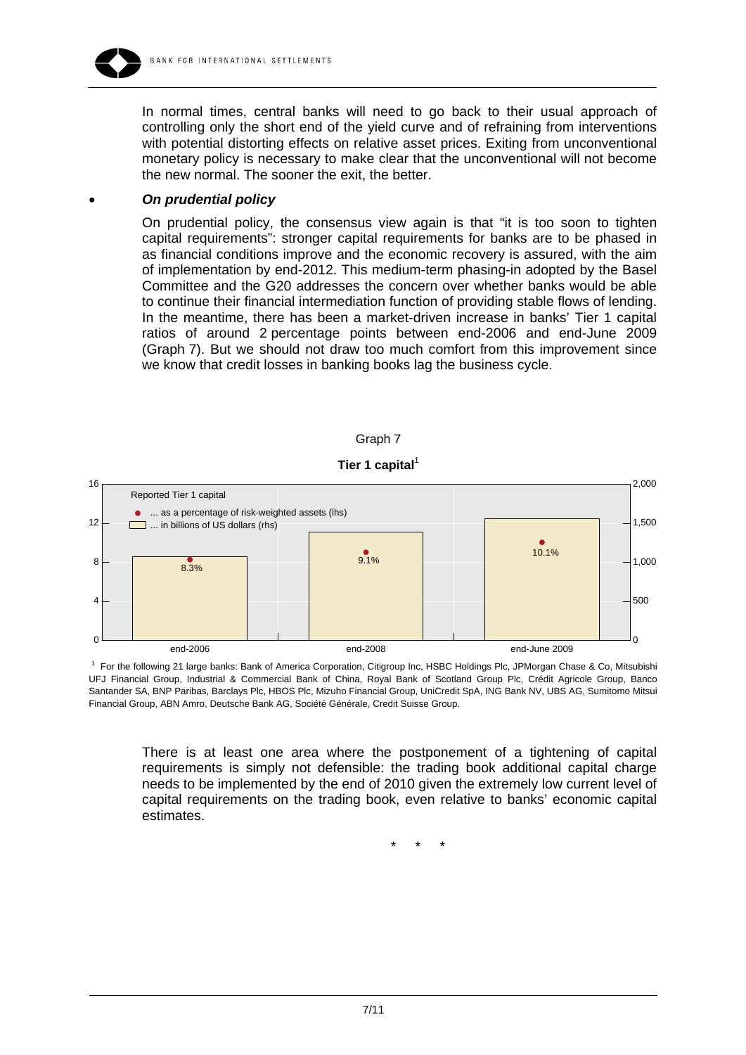In normal times, central banks will need to go back to their usual approach of controlling only the short end of the yield curve and of refraining from interventions with potential distorting effects on relative asset prices. Exiting from unconventional monetary policy is necessary to make clear that the unconventional will not become the new normal. The sooner the exit, the better.

- ***On prudential policy***

  On prudential policy, the consensus view again is that "it is too soon to tighten capital requirements": stronger capital requirements for banks are to be phased in as financial conditions improve and the economic recovery is assured, with the aim of implementation by end-2012. This medium-term phasing-in adopted by the Basel Committee and the G20 addresses the concern over whether banks would be able to continue their financial intermediation function of providing stable flows of lending. In the meantime, there has been a market-driven increase in banks' Tier 1 capital ratios of around 2 percentage points between end-2006 and end-June 2009 (Graph 7). But we should not draw too much comfort from this improvement since we know that credit losses in banking books lag the business cycle.

Graph 7

**Tier 1 capital**[1]

Reported Tier 1 capital
- ... as a percentage of risk-weighted assets (lhs)
- ... in billions of US dollars (rhs)

| | end-2006 | end-2008 | end-June 2009 |
|---|---|---|---|
| As a percentage of risk-weighted assets (lhs) | 8.3% | 9.1% | 10.1% |

[1] For the following 21 large banks: Bank of America Corporation, Citigroup Inc, HSBC Holdings Plc, JPMorgan Chase & Co, Mitsubishi UFJ Financial Group, Industrial & Commercial Bank of China, Royal Bank of Scotland Group Plc, Crédit Agricole Group, Banco Santander SA, BNP Paribas, Barclays Plc, HBOS Plc, Mizuho Financial Group, UniCredit SpA, ING Bank NV, UBS AG, Sumitomo Mitsui Financial Group, ABN Amro, Deutsche Bank AG, Société Générale, Credit Suisse Group.

There is at least one area where the postponement of a tightening of capital requirements is simply not defensible: the trading book additional capital charge needs to be implemented by the end of 2010 given the extremely low current level of capital requirements on the trading book, even relative to banks' economic capital estimates.

\* \* \*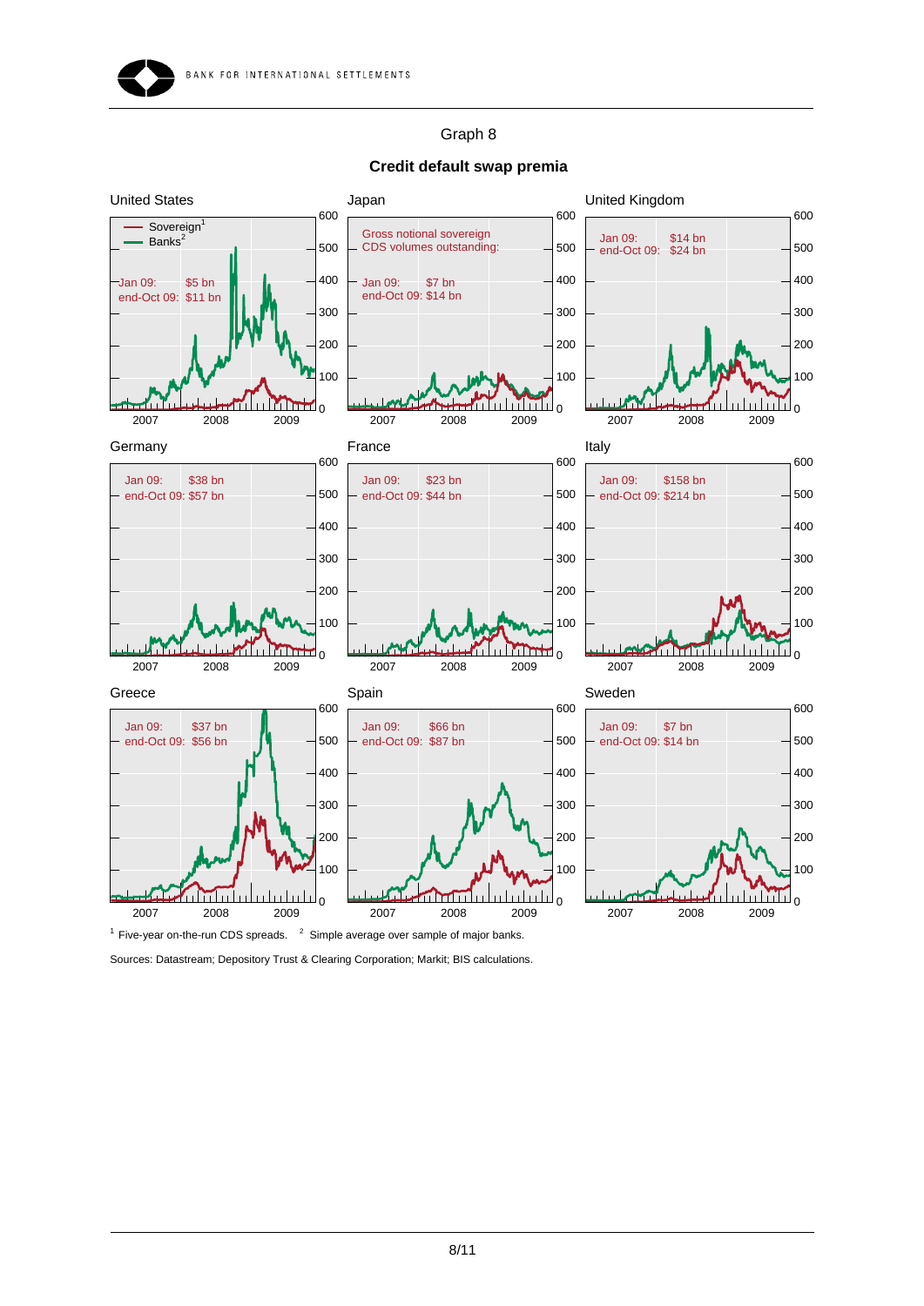Graph 8

**Credit default swap premia**

United States

— Sovereign[1]
— Banks[2]

Jan 09: $5 bn
end-Oct 09: $11 bn

Japan

Gross notional sovereign CDS volumes outstanding:

Jan 09: $7 bn
end-Oct 09: $14 bn

United Kingdom

Jan 09: $14 bn
end-Oct 09: $24 bn

Germany

Jan 09: $38 bn
end-Oct 09: $57 bn

France

Jan 09: $23 bn
end-Oct 09: $44 bn

Italy

Jan 09: $158 bn
end-Oct 09: $214 bn

Greece

Jan 09: $37 bn
end-Oct 09: $56 bn

Spain

Jan 09: $66 bn
end-Oct 09: $87 bn

Sweden

Jan 09: $7 bn
end-Oct 09: $14 bn

[1] Five-year on-the-run CDS spreads. [2] Simple average over sample of major banks.

Sources: Datastream; Depository Trust & Clearing Corporation; Markit; BIS calculations.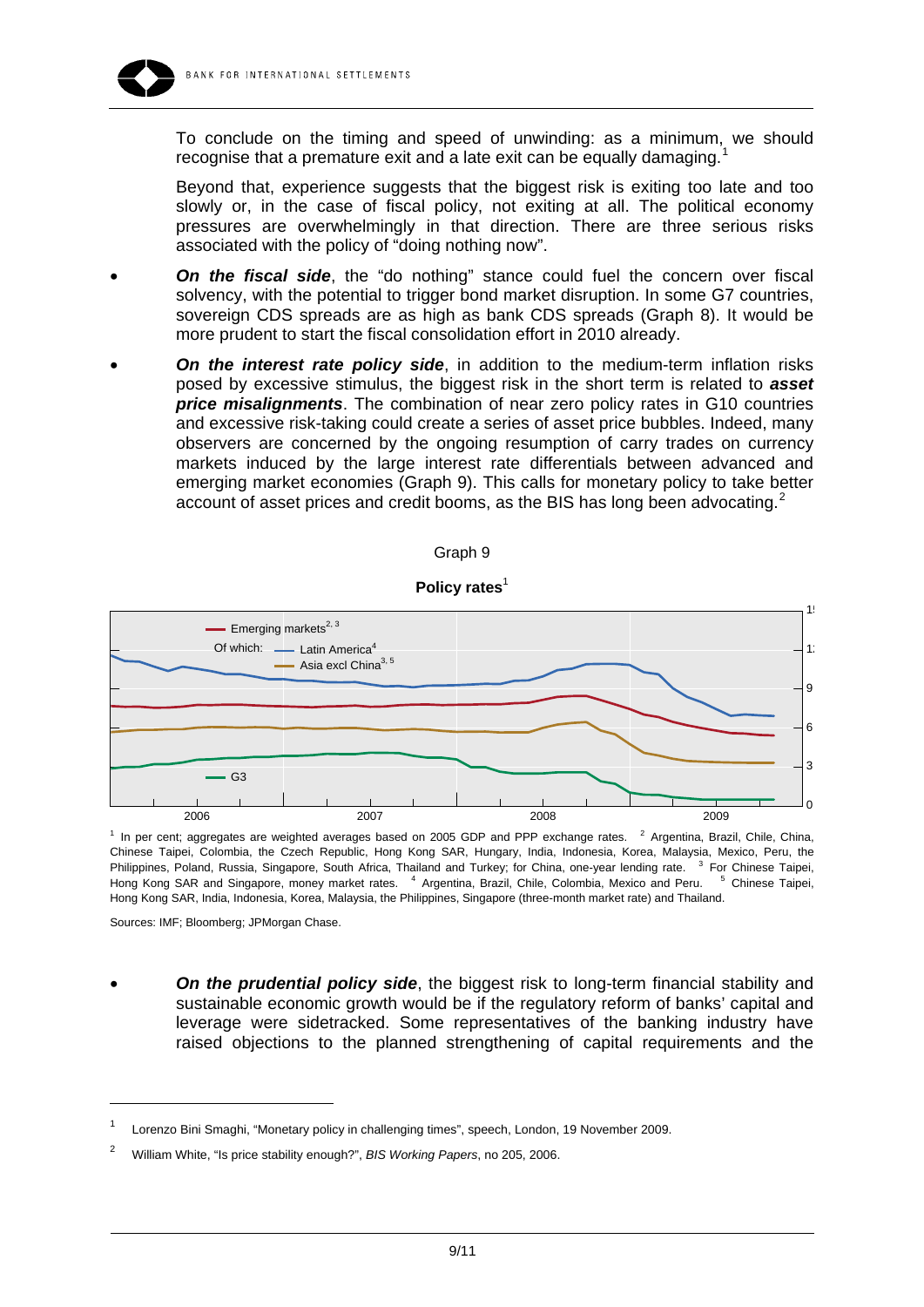To conclude on the timing and speed of unwinding: as a minimum, we should recognise that a premature exit and a late exit can be equally damaging.[1]

Beyond that, experience suggests that the biggest risk is exiting too late and too slowly or, in the case of fiscal policy, not exiting at all. The political economy pressures are overwhelmingly in that direction. There are three serious risks associated with the policy of "doing nothing now".

- ***On the fiscal side***, the "do nothing" stance could fuel the concern over fiscal solvency, with the potential to trigger bond market disruption. In some G7 countries, sovereign CDS spreads are as high as bank CDS spreads (Graph 8). It would be more prudent to start the fiscal consolidation effort in 2010 already.
- ***On the interest rate policy side***, in addition to the medium-term inflation risks posed by excessive stimulus, the biggest risk in the short term is related to ***asset price misalignments***. The combination of near zero policy rates in G10 countries and excessive risk-taking could create a series of asset price bubbles. Indeed, many observers are concerned by the ongoing resumption of carry trades on currency markets induced by the large interest rate differentials between advanced and emerging market economies (Graph 9). This calls for monetary policy to take better account of asset prices and credit booms, as the BIS has long been advocating.[2]

Graph 9

**Policy rates**[1]

[1] In per cent; aggregates are weighted averages based on 2005 GDP and PPP exchange rates. [2] Argentina, Brazil, Chile, China, Chinese Taipei, Colombia, the Czech Republic, Hong Kong SAR, Hungary, India, Indonesia, Korea, Malaysia, Mexico, Peru, the Philippines, Poland, Russia, Singapore, South Africa, Thailand and Turkey; for China, one-year lending rate. [3] For Chinese Taipei, Hong Kong SAR and Singapore, money market rates. [4] Argentina, Brazil, Chile, Colombia, Mexico and Peru. [5] Chinese Taipei, Hong Kong SAR, India, Indonesia, Korea, Malaysia, the Philippines, Singapore (three-month market rate) and Thailand.

Sources: IMF; Bloomberg; JPMorgan Chase.

- ***On the prudential policy side***, the biggest risk to long-term financial stability and sustainable economic growth would be if the regulatory reform of banks' capital and leverage were sidetracked. Some representatives of the banking industry have raised objections to the planned strengthening of capital requirements and the

---

[1] Lorenzo Bini Smaghi, "Monetary policy in challenging times", speech, London, 19 November 2009.

[2] William White, "Is price stability enough?", *BIS Working Papers*, no 205, 2006.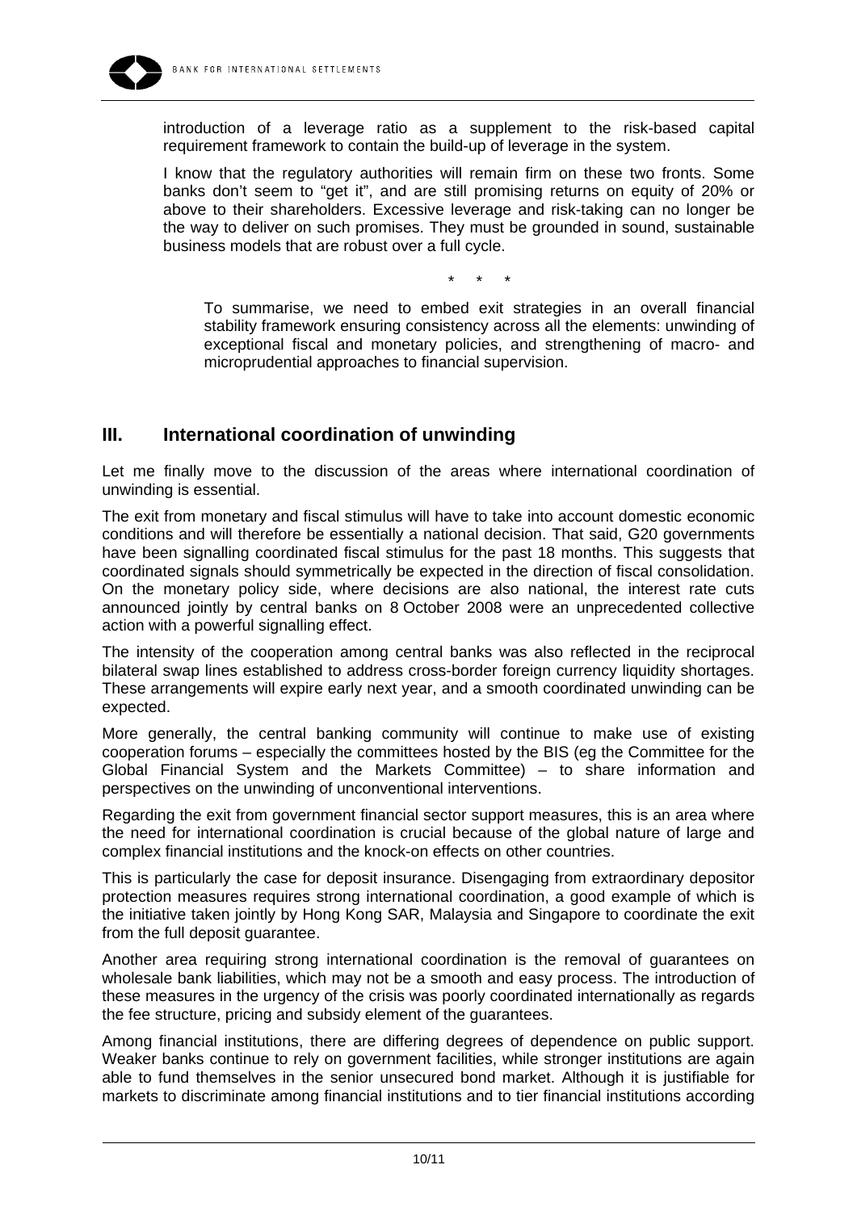introduction of a leverage ratio as a supplement to the risk-based capital requirement framework to contain the build-up of leverage in the system.

I know that the regulatory authorities will remain firm on these two fronts. Some banks don't seem to "get it", and are still promising returns on equity of 20% or above to their shareholders. Excessive leverage and risk-taking can no longer be the way to deliver on such promises. They must be grounded in sound, sustainable business models that are robust over a full cycle.

\* \* \*

To summarise, we need to embed exit strategies in an overall financial stability framework ensuring consistency across all the elements: unwinding of exceptional fiscal and monetary policies, and strengthening of macro- and microprudential approaches to financial supervision.

## III. International coordination of unwinding

Let me finally move to the discussion of the areas where international coordination of unwinding is essential.

The exit from monetary and fiscal stimulus will have to take into account domestic economic conditions and will therefore be essentially a national decision. That said, G20 governments have been signalling coordinated fiscal stimulus for the past 18 months. This suggests that coordinated signals should symmetrically be expected in the direction of fiscal consolidation. On the monetary policy side, where decisions are also national, the interest rate cuts announced jointly by central banks on 8 October 2008 were an unprecedented collective action with a powerful signalling effect.

The intensity of the cooperation among central banks was also reflected in the reciprocal bilateral swap lines established to address cross-border foreign currency liquidity shortages. These arrangements will expire early next year, and a smooth coordinated unwinding can be expected.

More generally, the central banking community will continue to make use of existing cooperation forums – especially the committees hosted by the BIS (eg the Committee for the Global Financial System and the Markets Committee) – to share information and perspectives on the unwinding of unconventional interventions.

Regarding the exit from government financial sector support measures, this is an area where the need for international coordination is crucial because of the global nature of large and complex financial institutions and the knock-on effects on other countries.

This is particularly the case for deposit insurance. Disengaging from extraordinary depositor protection measures requires strong international coordination, a good example of which is the initiative taken jointly by Hong Kong SAR, Malaysia and Singapore to coordinate the exit from the full deposit guarantee.

Another area requiring strong international coordination is the removal of guarantees on wholesale bank liabilities, which may not be a smooth and easy process. The introduction of these measures in the urgency of the crisis was poorly coordinated internationally as regards the fee structure, pricing and subsidy element of the guarantees.

Among financial institutions, there are differing degrees of dependence on public support. Weaker banks continue to rely on government facilities, while stronger institutions are again able to fund themselves in the senior unsecured bond market. Although it is justifiable for markets to discriminate among financial institutions and to tier financial institutions according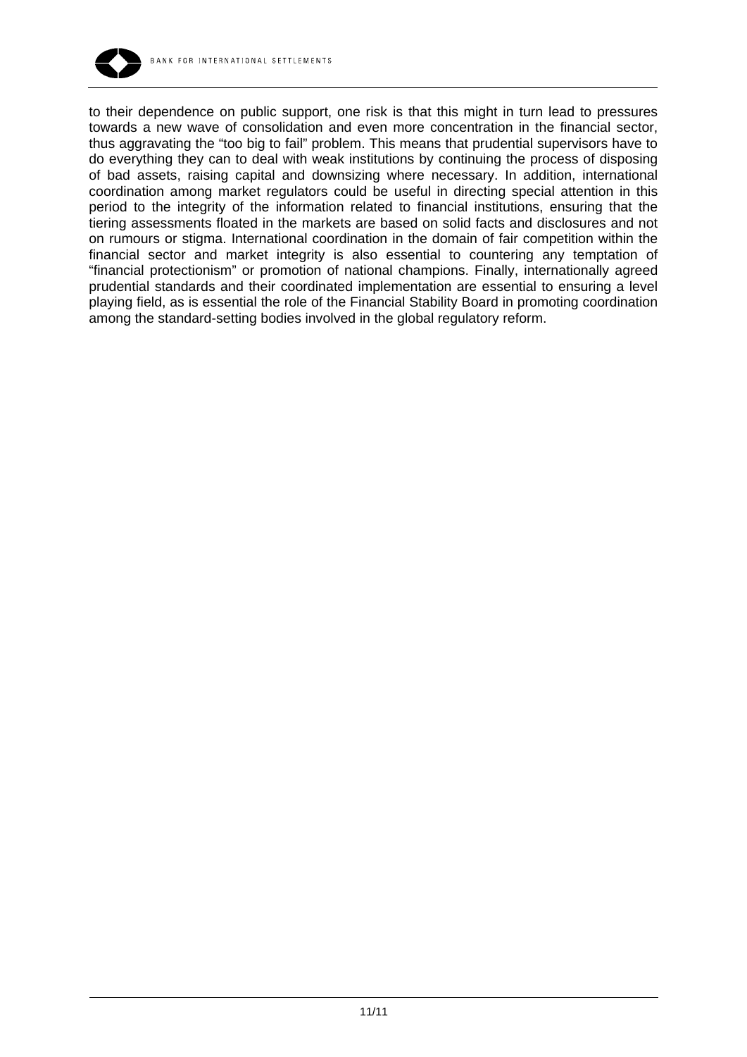to their dependence on public support, one risk is that this might in turn lead to pressures towards a new wave of consolidation and even more concentration in the financial sector, thus aggravating the "too big to fail" problem. This means that prudential supervisors have to do everything they can to deal with weak institutions by continuing the process of disposing of bad assets, raising capital and downsizing where necessary. In addition, international coordination among market regulators could be useful in directing special attention in this period to the integrity of the information related to financial institutions, ensuring that the tiering assessments floated in the markets are based on solid facts and disclosures and not on rumours or stigma. International coordination in the domain of fair competition within the financial sector and market integrity is also essential to countering any temptation of "financial protectionism" or promotion of national champions. Finally, internationally agreed prudential standards and their coordinated implementation are essential to ensuring a level playing field, as is essential the role of the Financial Stability Board in promoting coordination among the standard-setting bodies involved in the global regulatory reform.